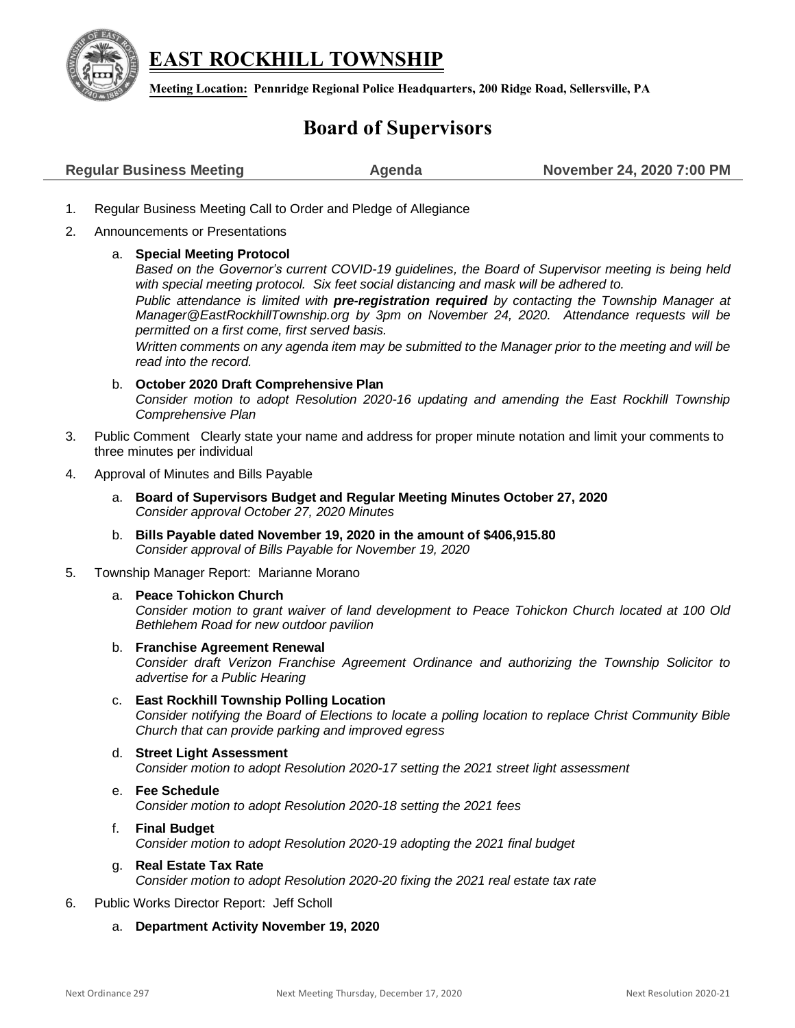# EAST ROCKHILL TOWNSHIP

**Meeting Location: Pennridge Regional Police Headquarters, 200 Ridge Road, Sellersville, PA**

## Board of Supervisors

**Regular Business Meeting** | **Agenda** | **November 24, 2020 7:00 PM**

1. Regular Business Meeting Call to Order and Pledge of Allegiance
2. Announcements or Presentations
   a. **Special Meeting Protocol**
   *Based on the Governor's current COVID-19 guidelines, the Board of Supervisor meeting is being held with special meeting protocol. Six feet social distancing and mask will be adhered to.*
   *Public attendance is limited with* ***pre-registration required*** *by contacting the Township Manager at Manager@EastRockhillTownship.org by 3pm on November 24, 2020. Attendance requests will be permitted on a first come, first served basis.*
   *Written comments on any agenda item may be submitted to the Manager prior to the meeting and will be read into the record.*
   b. **October 2020 Draft Comprehensive Plan**
   *Consider motion to adopt Resolution 2020-16 updating and amending the East Rockhill Township Comprehensive Plan*
3. Public Comment Clearly state your name and address for proper minute notation and limit your comments to three minutes per individual
4. Approval of Minutes and Bills Payable
   a. **Board of Supervisors Budget and Regular Meeting Minutes October 27, 2020**
   *Consider approval October 27, 2020 Minutes*
   b. **Bills Payable dated November 19, 2020 in the amount of $406,915.80**
   *Consider approval of Bills Payable for November 19, 2020*
5. Township Manager Report: Marianne Morano
   a. **Peace Tohickon Church**
   *Consider motion to grant waiver of land development to Peace Tohickon Church located at 100 Old Bethlehem Road for new outdoor pavilion*
   b. **Franchise Agreement Renewal**
   *Consider draft Verizon Franchise Agreement Ordinance and authorizing the Township Solicitor to advertise for a Public Hearing*
   c. **East Rockhill Township Polling Location**
   *Consider notifying the Board of Elections to locate a polling location to replace Christ Community Bible Church that can provide parking and improved egress*
   d. **Street Light Assessment**
   *Consider motion to adopt Resolution 2020-17 setting the 2021 street light assessment*
   e. **Fee Schedule**
   *Consider motion to adopt Resolution 2020-18 setting the 2021 fees*
   f. **Final Budget**
   *Consider motion to adopt Resolution 2020-19 adopting the 2021 final budget*
   g. **Real Estate Tax Rate**
   *Consider motion to adopt Resolution 2020-20 fixing the 2021 real estate tax rate*
6. Public Works Director Report: Jeff Scholl
   a. **Department Activity November 19, 2020**

Next Ordinance 297 | Next Meeting Thursday, December 17, 2020 | Next Resolution 2020-21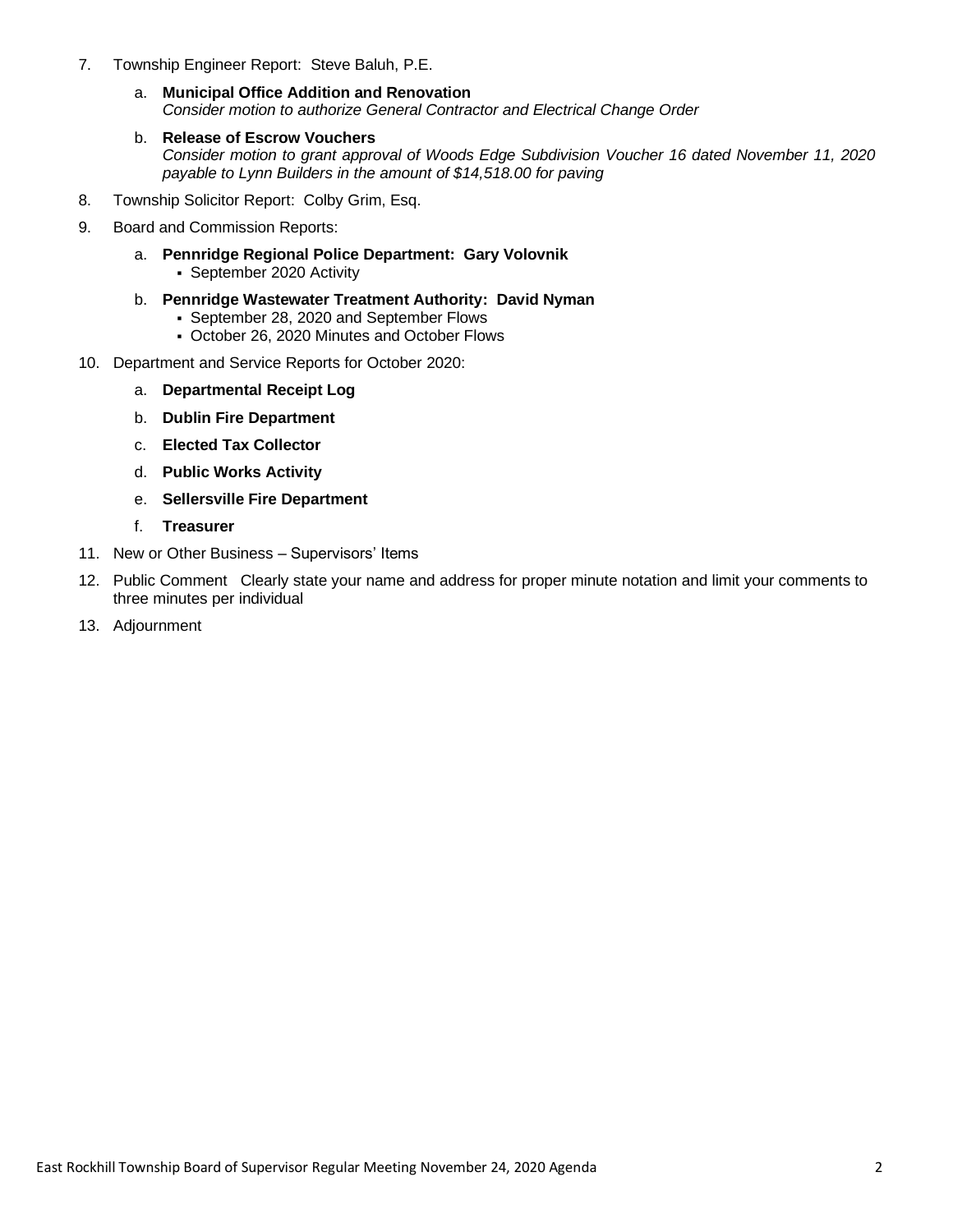7. Township Engineer Report: Steve Baluh, P.E.

   a. **Municipal Office Addition and Renovation**
   *Consider motion to authorize General Contractor and Electrical Change Order*

   b. **Release of Escrow Vouchers**
   *Consider motion to grant approval of Woods Edge Subdivision Voucher 16 dated November 11, 2020 payable to Lynn Builders in the amount of $14,518.00 for paving*

8. Township Solicitor Report: Colby Grim, Esq.

9. Board and Commission Reports:

   a. **Pennridge Regional Police Department: Gary Volovnik**
      - September 2020 Activity

   b. **Pennridge Wastewater Treatment Authority: David Nyman**
      - September 28, 2020 and September Flows
      - October 26, 2020 Minutes and October Flows

10. Department and Service Reports for October 2020:

    a. **Departmental Receipt Log**

    b. **Dublin Fire Department**

    c. **Elected Tax Collector**

    d. **Public Works Activity**

    e. **Sellersville Fire Department**

    f. **Treasurer**

11. New or Other Business – Supervisors' Items

12. Public Comment Clearly state your name and address for proper minute notation and limit your comments to three minutes per individual

13. Adjournment